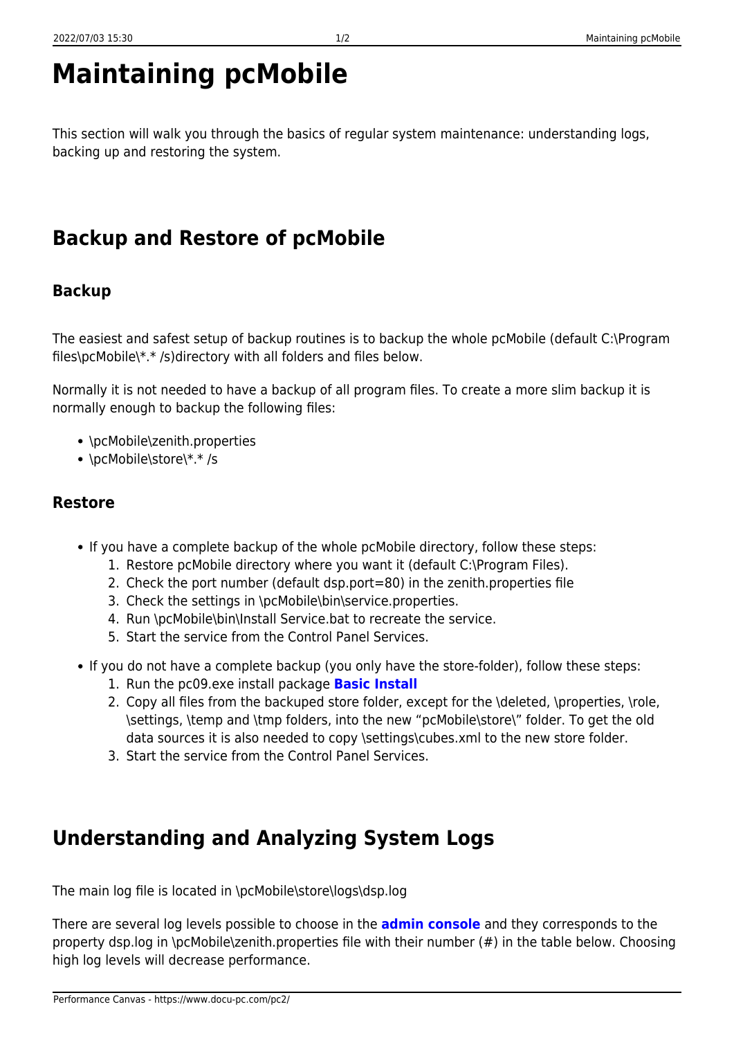# Maintaining pcMobile

This section will walk you through the basics of regular system maintenance: understanding logs, backing up and restoring the system.

## Backup and Restore of pcMobile

### Backup

The easiest and safest setup of backup routines is to backup the whole pcMobile (default C:\Program files\pcMobile\*.* /s)directory with all folders and files below.

Normally it is not needed to have a backup of all program files. To create a more slim backup it is normally enough to backup the following files:

- \pcMobile\zenith.properties
- \pcMobile\store\*.* /s

### Restore

- If you have a complete backup of the whole pcMobile directory, follow these steps:
  1. Restore pcMobile directory where you want it (default C:\Program Files).
  2. Check the port number (default dsp.port=80) in the zenith.properties file
  3. Check the settings in \pcMobile\bin\service.properties.
  4. Run \pcMobile\bin\Install Service.bat to recreate the service.
  5. Start the service from the Control Panel Services.
- If you do not have a complete backup (you only have the store-folder), follow these steps:
  1. Run the pc09.exe install package **Basic Install**
  2. Copy all files from the backuped store folder, except for the \deleted, \properties, \role, \settings, \temp and \tmp folders, into the new "pcMobile\store\" folder. To get the old data sources it is also needed to copy \settings\cubes.xml to the new store folder.
  3. Start the service from the Control Panel Services.

## Understanding and Analyzing System Logs

The main log file is located in \pcMobile\store\logs\dsp.log

There are several log levels possible to choose in the **admin console** and they corresponds to the property dsp.log in \pcMobile\zenith.properties file with their number (#) in the table below. Choosing high log levels will decrease performance.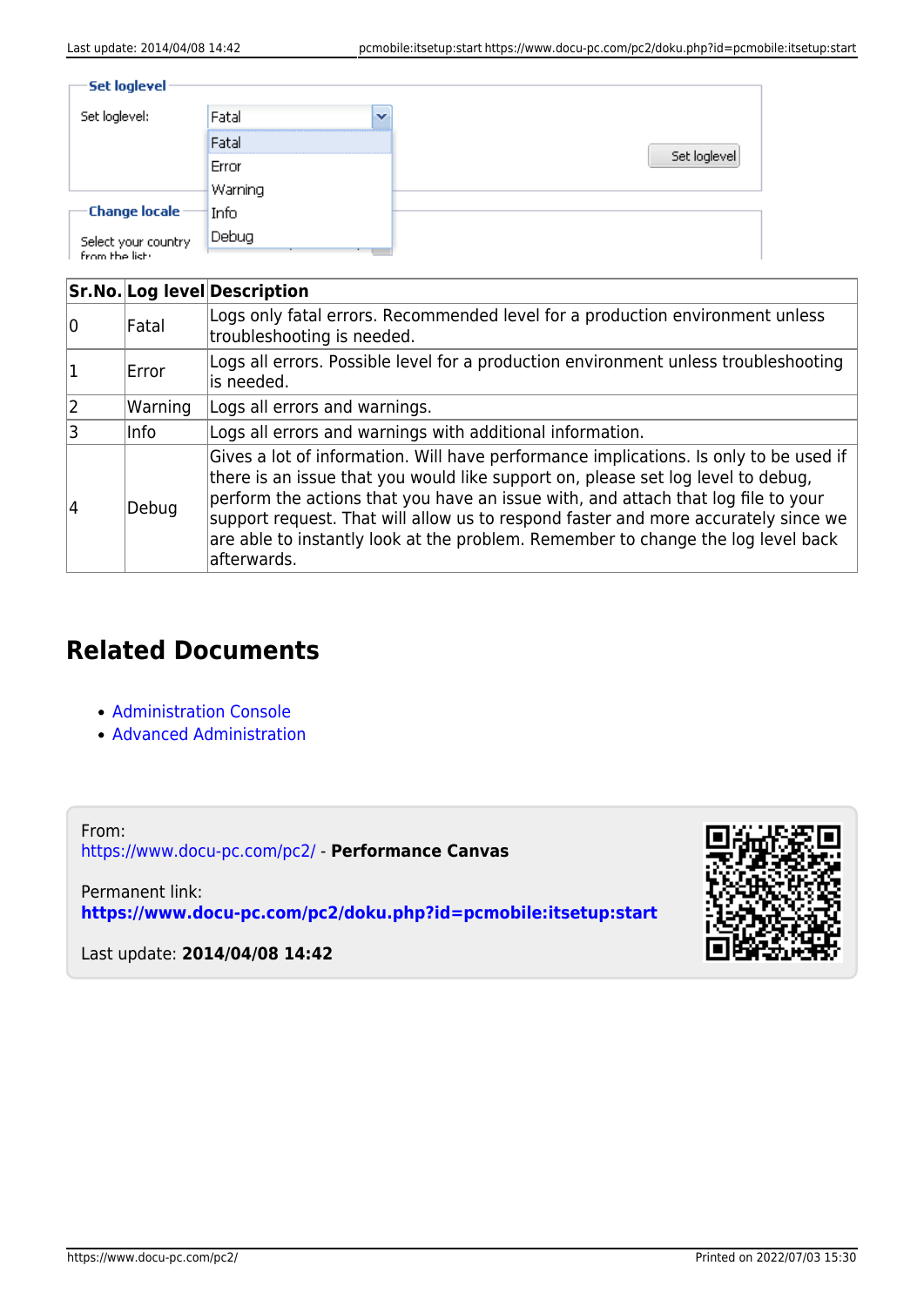Set loglevel

Set loglevel: Fatal

Fatal
Error
Warning
Info
Debug

Set loglevel

Change locale

Select your country from the list:

| Sr.No. | Log level | Description |
|---|---|---|
| 0 | Fatal | Logs only fatal errors. Recommended level for a production environment unless troubleshooting is needed. |
| 1 | Error | Logs all errors. Possible level for a production environment unless troubleshooting is needed. |
| 2 | Warning | Logs all errors and warnings. |
| 3 | Info | Logs all errors and warnings with additional information. |
| 4 | Debug | Gives a lot of information. Will have performance implications. Is only to be used if there is an issue that you would like support on, please set log level to debug, perform the actions that you have an issue with, and attach that log file to your support request. That will allow us to respond faster and more accurately since we are able to instantly look at the problem. Remember to change the log level back afterwards. |

## Related Documents

- Administration Console
- Advanced Administration

From:
https://www.docu-pc.com/pc2/ - **Performance Canvas**

Permanent link:
**https://www.docu-pc.com/pc2/doku.php?id=pcmobile:itsetup:start**

Last update: **2014/04/08 14:42**